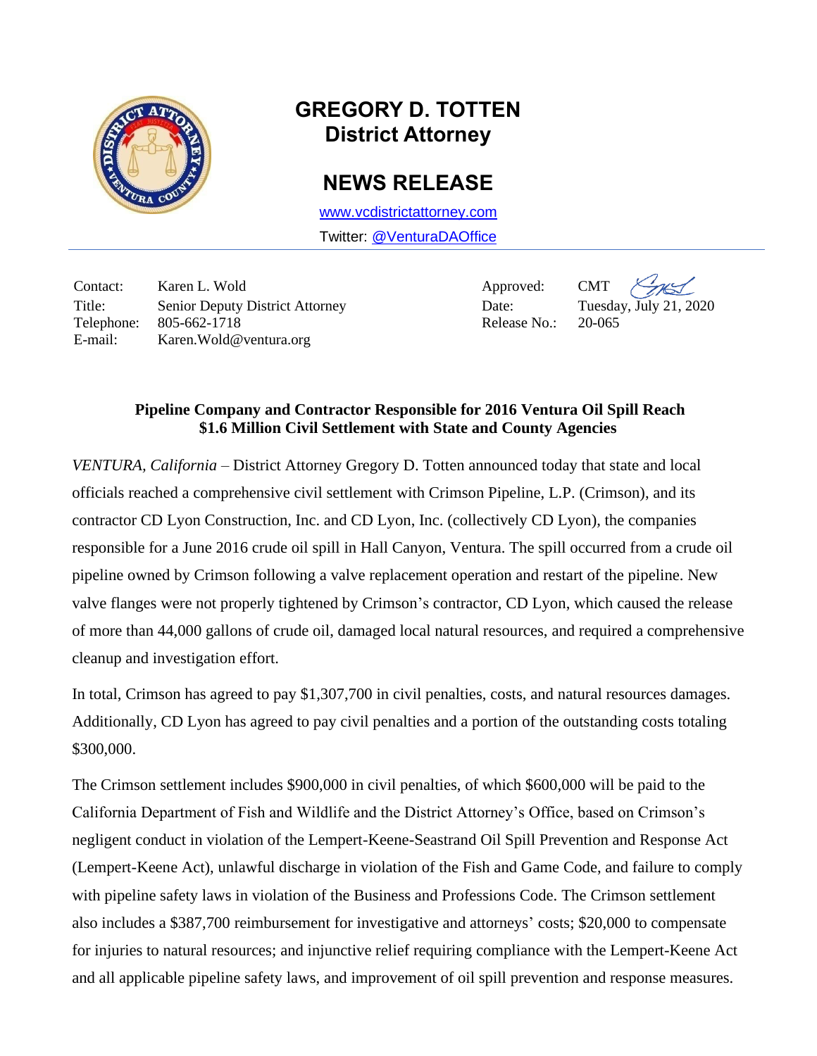# GREGORY D. TOTTEN
## District Attorney

## NEWS RELEASE

www.vcdistrictattorney.com

Twitter: @VenturaDAOffice

| | | | |
|---|---|---|---|
| Contact: | Karen L. Wold | Approved: | CMT |
| Title: | Senior Deputy District Attorney | Date: | Tuesday, July 21, 2020 |
| Telephone: | 805-662-1718 | Release No.: | 20-065 |
| E-mail: | Karen.Wold@ventura.org | | |

**Pipeline Company and Contractor Responsible for 2016 Ventura Oil Spill Reach $1.6 Million Civil Settlement with State and County Agencies**

*VENTURA, California* – District Attorney Gregory D. Totten announced today that state and local officials reached a comprehensive civil settlement with Crimson Pipeline, L.P. (Crimson), and its contractor CD Lyon Construction, Inc. and CD Lyon, Inc. (collectively CD Lyon), the companies responsible for a June 2016 crude oil spill in Hall Canyon, Ventura. The spill occurred from a crude oil pipeline owned by Crimson following a valve replacement operation and restart of the pipeline. New valve flanges were not properly tightened by Crimson's contractor, CD Lyon, which caused the release of more than 44,000 gallons of crude oil, damaged local natural resources, and required a comprehensive cleanup and investigation effort.

In total, Crimson has agreed to pay $1,307,700 in civil penalties, costs, and natural resources damages. Additionally, CD Lyon has agreed to pay civil penalties and a portion of the outstanding costs totaling $300,000.

The Crimson settlement includes $900,000 in civil penalties, of which $600,000 will be paid to the California Department of Fish and Wildlife and the District Attorney's Office, based on Crimson's negligent conduct in violation of the Lempert-Keene-Seastrand Oil Spill Prevention and Response Act (Lempert-Keene Act), unlawful discharge in violation of the Fish and Game Code, and failure to comply with pipeline safety laws in violation of the Business and Professions Code. The Crimson settlement also includes a $387,700 reimbursement for investigative and attorneys' costs; $20,000 to compensate for injuries to natural resources; and injunctive relief requiring compliance with the Lempert-Keene Act and all applicable pipeline safety laws, and improvement of oil spill prevention and response measures.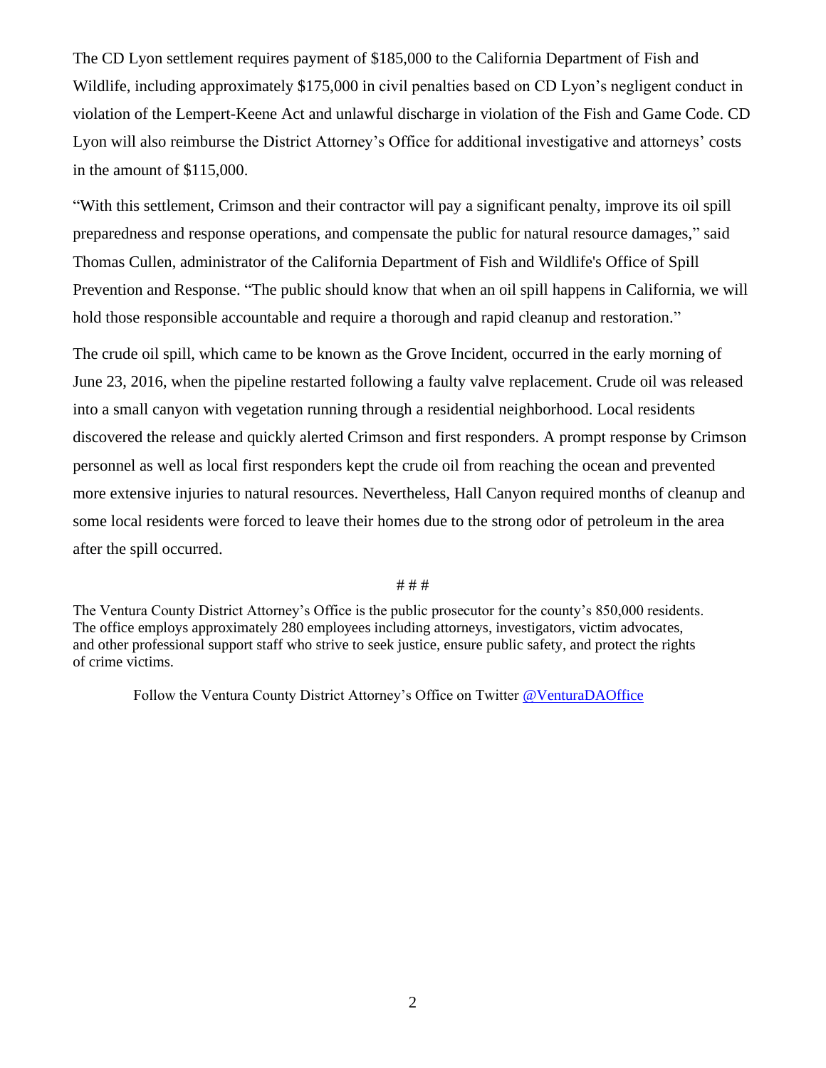The CD Lyon settlement requires payment of $185,000 to the California Department of Fish and Wildlife, including approximately $175,000 in civil penalties based on CD Lyon's negligent conduct in violation of the Lempert-Keene Act and unlawful discharge in violation of the Fish and Game Code. CD Lyon will also reimburse the District Attorney's Office for additional investigative and attorneys' costs in the amount of $115,000.

"With this settlement, Crimson and their contractor will pay a significant penalty, improve its oil spill preparedness and response operations, and compensate the public for natural resource damages," said Thomas Cullen, administrator of the California Department of Fish and Wildlife's Office of Spill Prevention and Response. "The public should know that when an oil spill happens in California, we will hold those responsible accountable and require a thorough and rapid cleanup and restoration."

The crude oil spill, which came to be known as the Grove Incident, occurred in the early morning of June 23, 2016, when the pipeline restarted following a faulty valve replacement. Crude oil was released into a small canyon with vegetation running through a residential neighborhood. Local residents discovered the release and quickly alerted Crimson and first responders. A prompt response by Crimson personnel as well as local first responders kept the crude oil from reaching the ocean and prevented more extensive injuries to natural resources. Nevertheless, Hall Canyon required months of cleanup and some local residents were forced to leave their homes due to the strong odor of petroleum in the area after the spill occurred.

# # #

The Ventura County District Attorney's Office is the public prosecutor for the county's 850,000 residents. The office employs approximately 280 employees including attorneys, investigators, victim advocates, and other professional support staff who strive to seek justice, ensure public safety, and protect the rights of crime victims.

Follow the Ventura County District Attorney's Office on Twitter @VenturaDAOffice